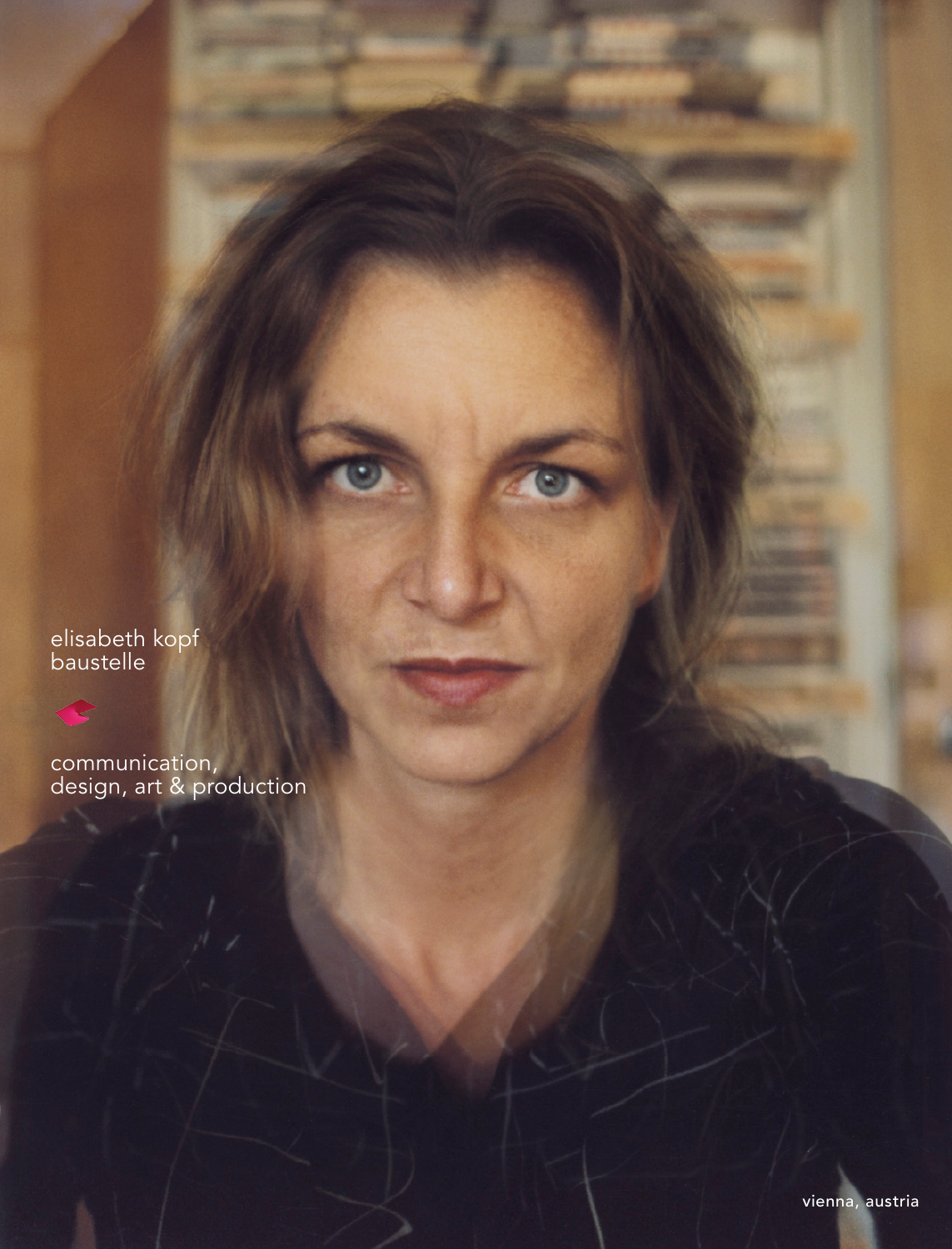elisabeth kopf
baustelle

communication,
design, art & production

vienna, austria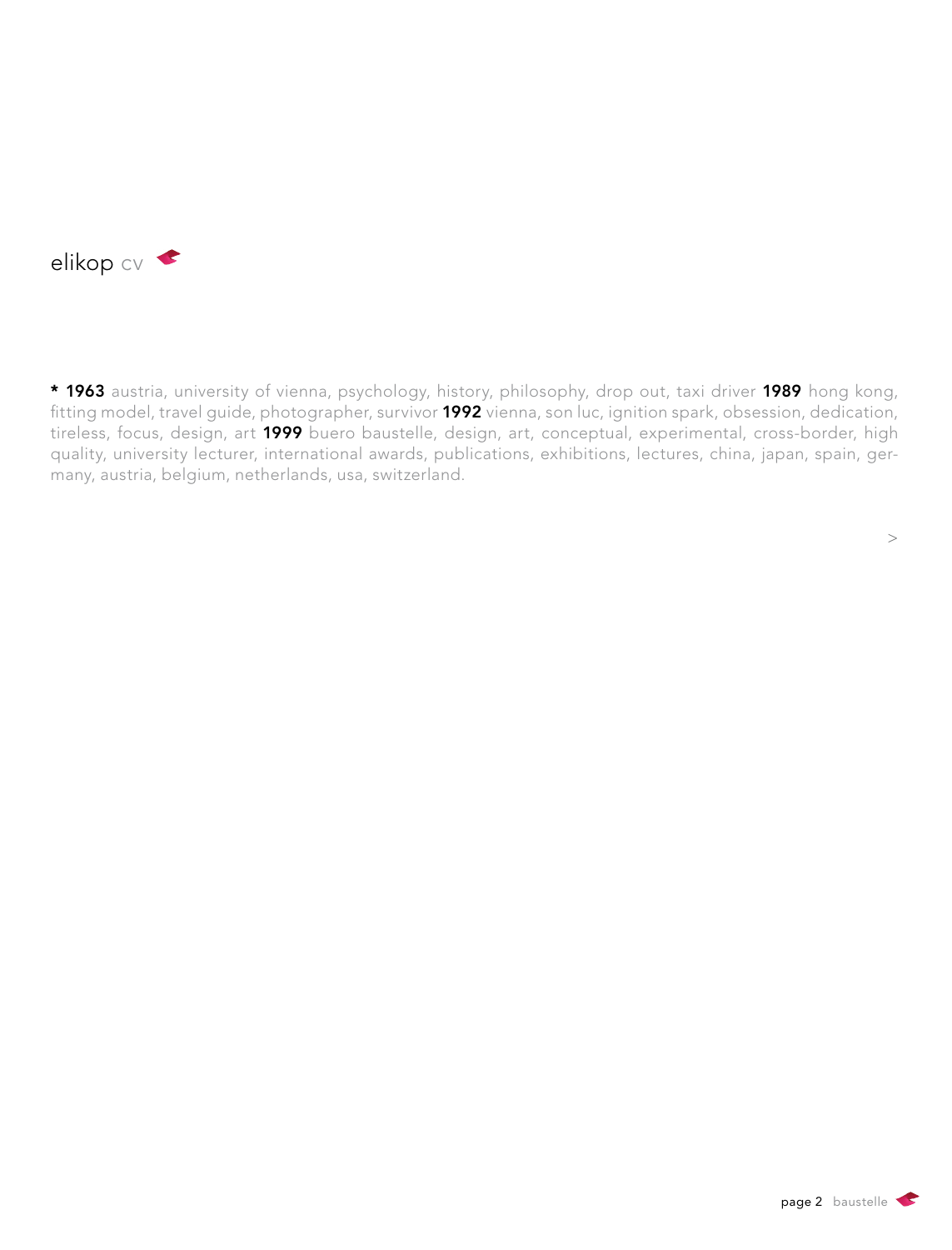# elikop cv

* **1963** austria, university of vienna, psychology, history, philosophy, drop out, taxi driver **1989** hong kong, fitting model, travel guide, photographer, survivor **1992** vienna, son luc, ignition spark, obsession, dedication, tireless, focus, design, art **1999** buero baustelle, design, art, conceptual, experimental, cross-border, high quality, university lecturer, international awards, publications, exhibitions, lectures, china, japan, spain, germany, austria, belgium, netherlands, usa, switzerland.

>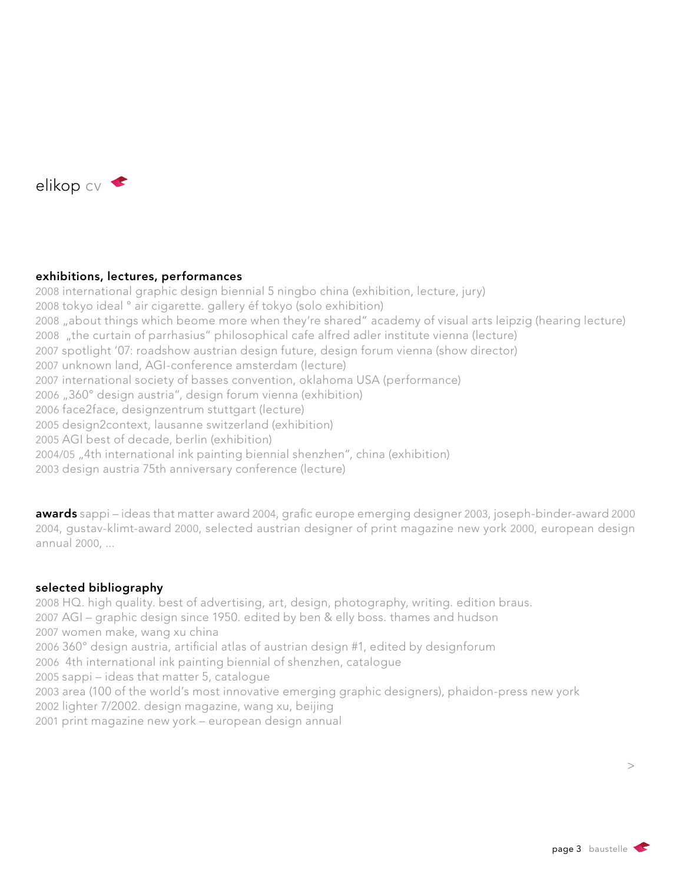# elikop cv

**exhibitions, lectures, performances**

2008 international graphic design biennial 5 ningbo china (exhibition, lecture, jury)
2008 tokyo ideal ° air cigarette. gallery éf tokyo (solo exhibition)
2008 „about things which beome more when they're shared" academy of visual arts leipzig (hearing lecture)
2008 „the curtain of parrhasius" philosophical cafe alfred adler institute vienna (lecture)
2007 spotlight '07: roadshow austrian design future, design forum vienna (show director)
2007 unknown land, AGI-conference amsterdam (lecture)
2007 international society of basses convention, oklahoma USA (performance)
2006 „360° design austria", design forum vienna (exhibition)
2006 face2face, designzentrum stuttgart (lecture)
2005 design2context, lausanne switzerland (exhibition)
2005 AGI best of decade, berlin (exhibition)
2004/05 „4th international ink painting biennial shenzhen", china (exhibition)
2003 design austria 75th anniversary conference (lecture)

**awards** sappi – ideas that matter award 2004, grafic europe emerging designer 2003, joseph-binder-award 2000 2004, gustav-klimt-award 2000, selected austrian designer of print magazine new york 2000, european design annual 2000, ...

**selected bibliography**

2008 HQ. high quality. best of advertising, art, design, photography, writing. edition braus.
2007 AGI – graphic design since 1950. edited by ben & elly boss. thames and hudson
2007 women make, wang xu china
2006 360° design austria, artificial atlas of austrian design #1, edited by designforum
2006 4th international ink painting biennial of shenzhen, catalogue
2005 sappi – ideas that matter 5, catalogue
2003 area (100 of the world's most innovative emerging graphic designers), phaidon-press new york
2002 lighter 7/2002. design magazine, wang xu, beijing
2001 print magazine new york – european design annual

>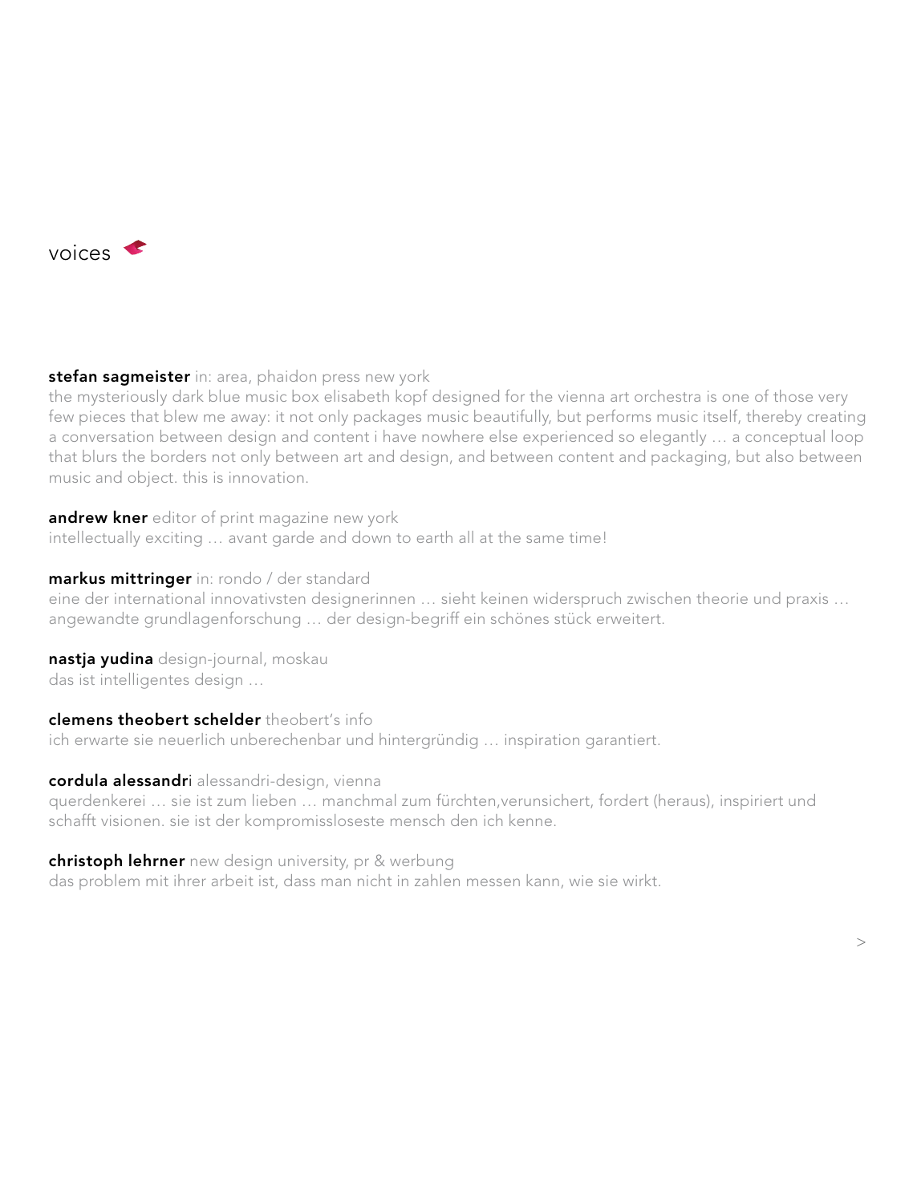# voices

**stefan sagmeister** in: area, phaidon press new york
the mysteriously dark blue music box elisabeth kopf designed for the vienna art orchestra is one of those very few pieces that blew me away: it not only packages music beautifully, but performs music itself, thereby creating a conversation between design and content i have nowhere else experienced so elegantly … a conceptual loop that blurs the borders not only between art and design, and between content and packaging, but also between music and object. this is innovation.

**andrew kner** editor of print magazine new york
intellectually exciting … avant garde and down to earth all at the same time!

**markus mittringer** in: rondo / der standard
eine der international innovativsten designerinnen … sieht keinen widerspruch zwischen theorie und praxis … angewandte grundlagenforschung … der design-begriff ein schönes stück erweitert.

**nastja yudina** design-journal, moskau
das ist intelligentes design …

**clemens theobert schelder** theobert's info
ich erwarte sie neuerlich unberechenbar und hintergründig … inspiration garantiert.

**cordula alessandr**i alessandri-design, vienna
querdenkerei … sie ist zum lieben … manchmal zum fürchten,verunsichert, fordert (heraus), inspiriert und schafft visionen. sie ist der kompromissloseste mensch den ich kenne.

**christoph lehrner** new design university, pr & werbung
das problem mit ihrer arbeit ist, dass man nicht in zahlen messen kann, wie sie wirkt.

>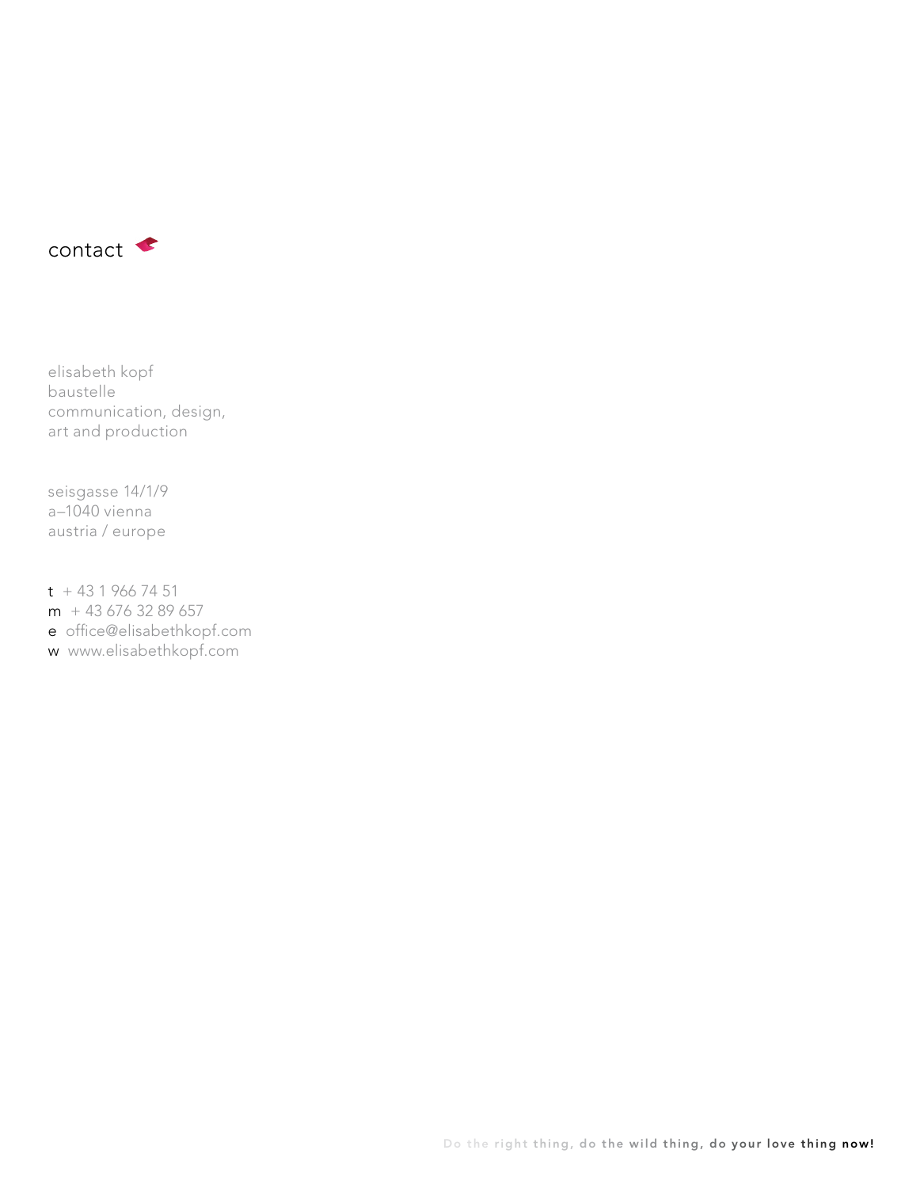# contact

elisabeth kopf
baustelle
communication, design,
art and production

seisgasse 14/1/9
a–1040 vienna
austria / europe

t + 43 1 966 74 51
m + 43 676 32 89 657
e office@elisabethkopf.com
w www.elisabethkopf.com

Do the right thing, do the wild thing, do your love thing now!